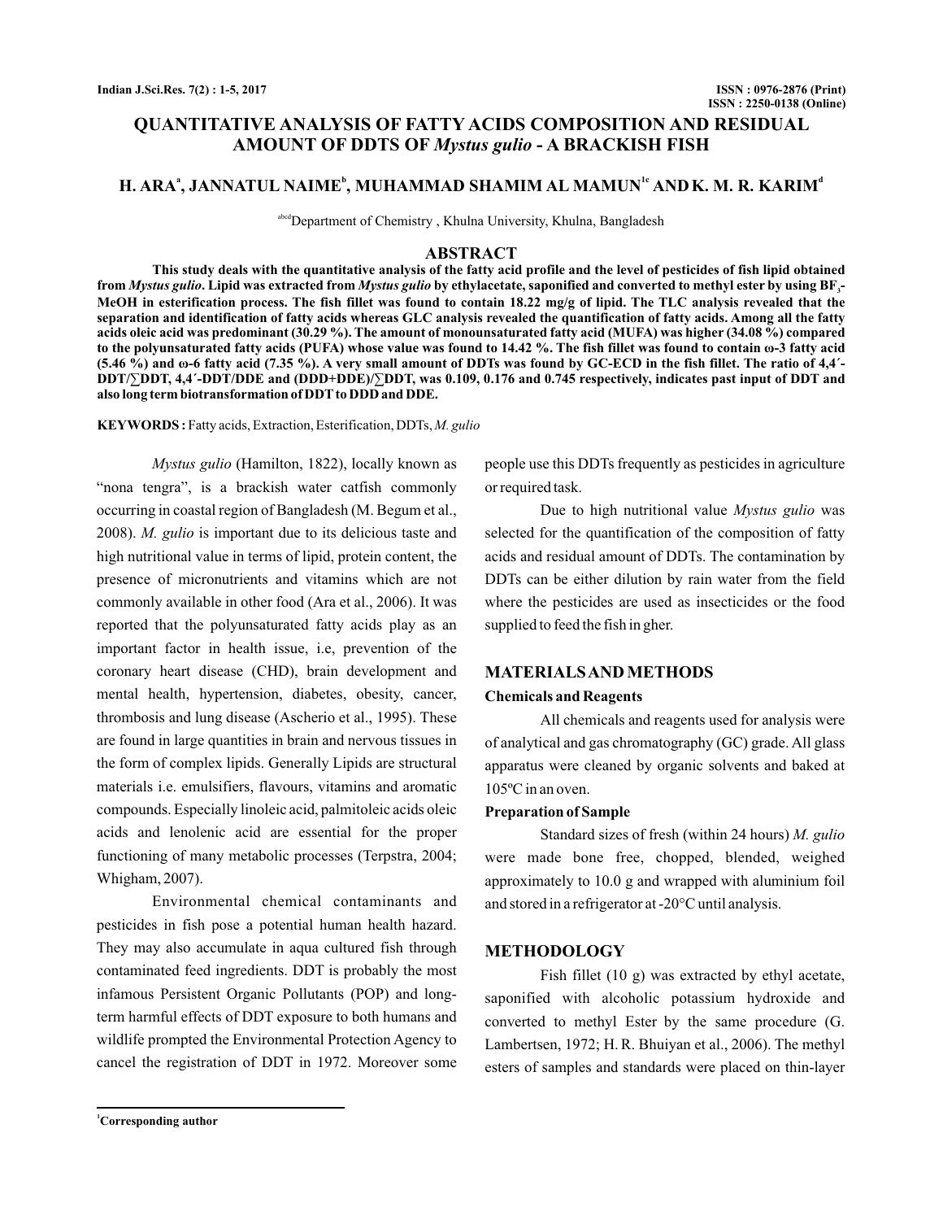# QUANTITATIVE ANALYSIS OF FATTY ACIDS COMPOSITION AND RESIDUAL AMOUNT OF DDTS OF *Mystus gulio* - A BRACKISH FISH

## H. ARA[a], JANNATUL NAIME[b], MUHAMMAD SHAMIM AL MAMUN[1c] AND K. M. R. KARIM[d]

[abcd]Department of Chemistry , Khulna University, Khulna, Bangladesh

## ABSTRACT

**This study deals with the quantitative analysis of the fatty acid profile and the level of pesticides of fish lipid obtained from *Mystus gulio*. Lipid was extracted from *Mystus gulio* by ethylacetate, saponified and converted to methyl ester by using $BF_3$-MeOH in esterification process. The fish fillet was found to contain 18.22 mg/g of lipid. The TLC analysis revealed that the separation and identification of fatty acids whereas GLC analysis revealed the quantification of fatty acids. Among all the fatty acids oleic acid was predominant (30.29 %). The amount of monounsaturated fatty acid (MUFA) was higher (34.08 %) compared to the polyunsaturated fatty acids (PUFA) whose value was found to 14.42 %. The fish fillet was found to contain ω-3 fatty acid (5.46 %) and ω-6 fatty acid (7.35 %). A very small amount of DDTs was found by GC-ECD in the fish fillet. The ratio of 4,4´-DDT/∑DDT, 4,4´-DDT/DDE and (DDD+DDE)/∑DDT, was 0.109, 0.176 and 0.745 respectively, indicates past input of DDT and also long term biotransformation of DDT to DDD and DDE.**

**KEYWORDS :** Fatty acids, Extraction, Esterification, DDTs, *M. gulio*

*Mystus gulio* (Hamilton, 1822), locally known as "nona tengra", is a brackish water catfish commonly occurring in coastal region of Bangladesh (M. Begum et al., 2008). *M. gulio* is important due to its delicious taste and high nutritional value in terms of lipid, protein content, the presence of micronutrients and vitamins which are not commonly available in other food (Ara et al., 2006). It was reported that the polyunsaturated fatty acids play as an important factor in health issue, i.e, prevention of the coronary heart disease (CHD), brain development and mental health, hypertension, diabetes, obesity, cancer, thrombosis and lung disease (Ascherio et al., 1995). These are found in large quantities in brain and nervous tissues in the form of complex lipids. Generally Lipids are structural materials i.e. emulsifiers, flavours, vitamins and aromatic compounds. Especially linoleic acid, palmitoleic acids oleic acids and lenolenic acid are essential for the proper functioning of many metabolic processes (Terpstra, 2004; Whigham, 2007).

Environmental chemical contaminants and pesticides in fish pose a potential human health hazard. They may also accumulate in aqua cultured fish through contaminated feed ingredients. DDT is probably the most infamous Persistent Organic Pollutants (POP) and long-term harmful effects of DDT exposure to both humans and wildlife prompted the Environmental Protection Agency to cancel the registration of DDT in 1972. Moreover some people use this DDTs frequently as pesticides in agriculture or required task.

Due to high nutritional value *Mystus gulio* was selected for the quantification of the composition of fatty acids and residual amount of DDTs. The contamination by DDTs can be either dilution by rain water from the field where the pesticides are used as insecticides or the food supplied to feed the fish in gher.

## MATERIALS AND METHODS

### Chemicals and Reagents

All chemicals and reagents used for analysis were of analytical and gas chromatography (GC) grade. All glass apparatus were cleaned by organic solvents and baked at 105ºC in an oven.

### Preparation of Sample

Standard sizes of fresh (within 24 hours) *M. gulio* were made bone free, chopped, blended, weighed approximately to 10.0 g and wrapped with aluminium foil and stored in a refrigerator at -20°C until analysis.

## METHODOLOGY

Fish fillet (10 g) was extracted by ethyl acetate, saponified with alcoholic potassium hydroxide and converted to methyl Ester by the same procedure (G. Lambertsen, 1972; H. R. Bhuiyan et al., 2006). The methyl esters of samples and standards were placed on thin-layer

[1]Corresponding author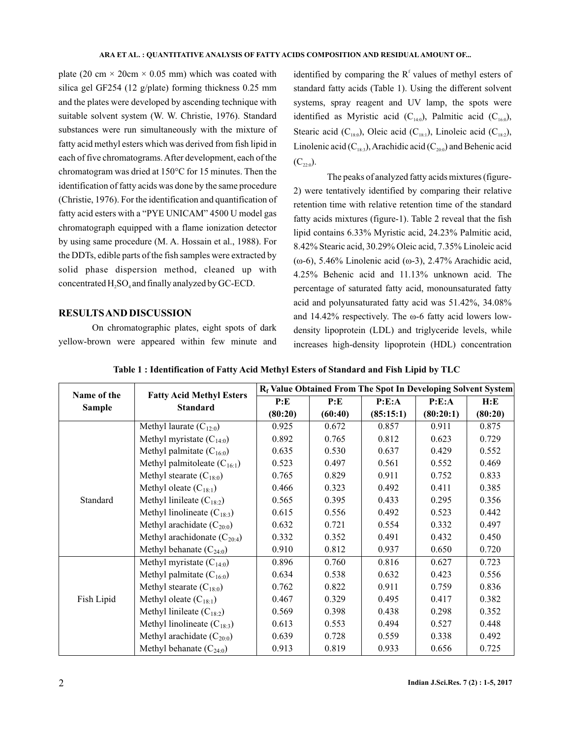plate (20 cm × 20cm × 0.05 mm) which was coated with silica gel GF254 (12 g/plate) forming thickness 0.25 mm and the plates were developed by ascending technique with suitable solvent system (W. W. Christie, 1976). Standard substances were run simultaneously with the mixture of fatty acid methyl esters which was derived from fish lipid in each of five chromatograms. After development, each of the chromatogram was dried at 150°C for 15 minutes. Then the identification of fatty acids was done by the same procedure (Christie, 1976). For the identification and quantification of fatty acid esters with a "PYE UNICAM" 4500 U model gas chromatograph equipped with a flame ionization detector by using same procedure (M. A. Hossain et al., 1988). For the DDTs, edible parts of the fish samples were extracted by solid phase dispersion method, cleaned up with concentrated $H_2SO_4$ and finally analyzed by GC-ECD.

## RESULTS AND DISCUSSION

On chromatographic plates, eight spots of dark yellow-brown were appeared within few minute and identified by comparing the $R^f$ values of methyl esters of standard fatty acids (Table 1). Using the different solvent systems, spray reagent and UV lamp, the spots were identified as Myristic acid ($C_{14:0}$), Palmitic acid ($C_{16:0}$), Stearic acid ($C_{18:0}$), Oleic acid ($C_{18:1}$), Linoleic acid ($C_{18:2}$), Linolenic acid ($C_{18:3}$), Arachidic acid ($C_{20:0}$) and Behenic acid ($C_{22:0}$).

The peaks of analyzed fatty acids mixtures (figure-2) were tentatively identified by comparing their relative retention time with relative retention time of the standard fatty acids mixtures (figure-1). Table 2 reveal that the fish lipid contains 6.33% Myristic acid, 24.23% Palmitic acid, 8.42% Stearic acid, 30.29% Oleic acid, 7.35% Linoleic acid (ω-6), 5.46% Linolenic acid (ω-3), 2.47% Arachidic acid, 4.25% Behenic acid and 11.13% unknown acid. The percentage of saturated fatty acid, monounsaturated fatty acid and polyunsaturated fatty acid was 51.42%, 34.08% and 14.42% respectively. The ω-6 fatty acid lowers low-density lipoprotein (LDL) and triglyceride levels, while increases high-density lipoprotein (HDL) concentration

**Table 1 : Identification of Fatty Acid Methyl Esters of Standard and Fish Lipid by TLC**

| Name of the Sample | Fatty Acid Methyl Esters Standard | $R_f$ Value Obtained From The Spot In Developing Solvent System | | | | |
|---|---|---|---|---|---|---|
| | | P:E (80:20) | P:E (60:40) | P:E:A (85:15:1) | P:E:A (80:20:1) | H:E (80:20) |
| Standard | Methyl laurate ($C_{12:0}$) | 0.925 | 0.672 | 0.857 | 0.911 | 0.875 |
| | Methyl myristate ($C_{14:0}$) | 0.892 | 0.765 | 0.812 | 0.623 | 0.729 |
| | Methyl palmitate ($C_{16:0}$) | 0.635 | 0.530 | 0.637 | 0.429 | 0.552 |
| | Methyl palmitoleate ($C_{16:1}$) | 0.523 | 0.497 | 0.561 | 0.552 | 0.469 |
| | Methyl stearate ($C_{18:0}$) | 0.765 | 0.829 | 0.911 | 0.752 | 0.833 |
| | Methyl oleate ($C_{18:1}$) | 0.466 | 0.323 | 0.492 | 0.411 | 0.385 |
| | Methyl linileate ($C_{18:2}$) | 0.565 | 0.395 | 0.433 | 0.295 | 0.356 |
| | Methyl linolineate ($C_{18:3}$) | 0.615 | 0.556 | 0.492 | 0.523 | 0.442 |
| | Methyl arachidate ($C_{20:0}$) | 0.632 | 0.721 | 0.554 | 0.332 | 0.497 |
| | Methyl arachidonate ($C_{20:4}$) | 0.332 | 0.352 | 0.491 | 0.432 | 0.450 |
| | Methyl behanate ($C_{24:0}$) | 0.910 | 0.812 | 0.937 | 0.650 | 0.720 |
| Fish Lipid | Methyl myristate ($C_{14:0}$) | 0.896 | 0.760 | 0.816 | 0.627 | 0.723 |
| | Methyl palmitate ($C_{16:0}$) | 0.634 | 0.538 | 0.632 | 0.423 | 0.556 |
| | Methyl stearate ($C_{18:0}$) | 0.762 | 0.822 | 0.911 | 0.759 | 0.836 |
| | Methyl oleate ($C_{18:1}$) | 0.467 | 0.329 | 0.495 | 0.417 | 0.382 |
| | Methyl linileate ($C_{18:2}$) | 0.569 | 0.398 | 0.438 | 0.298 | 0.352 |
| | Methyl linolineate ($C_{18:3}$) | 0.613 | 0.553 | 0.494 | 0.527 | 0.448 |
| | Methyl arachidate ($C_{20:0}$) | 0.639 | 0.728 | 0.559 | 0.338 | 0.492 |
| | Methyl behanate ($C_{24:0}$) | 0.913 | 0.819 | 0.933 | 0.656 | 0.725 |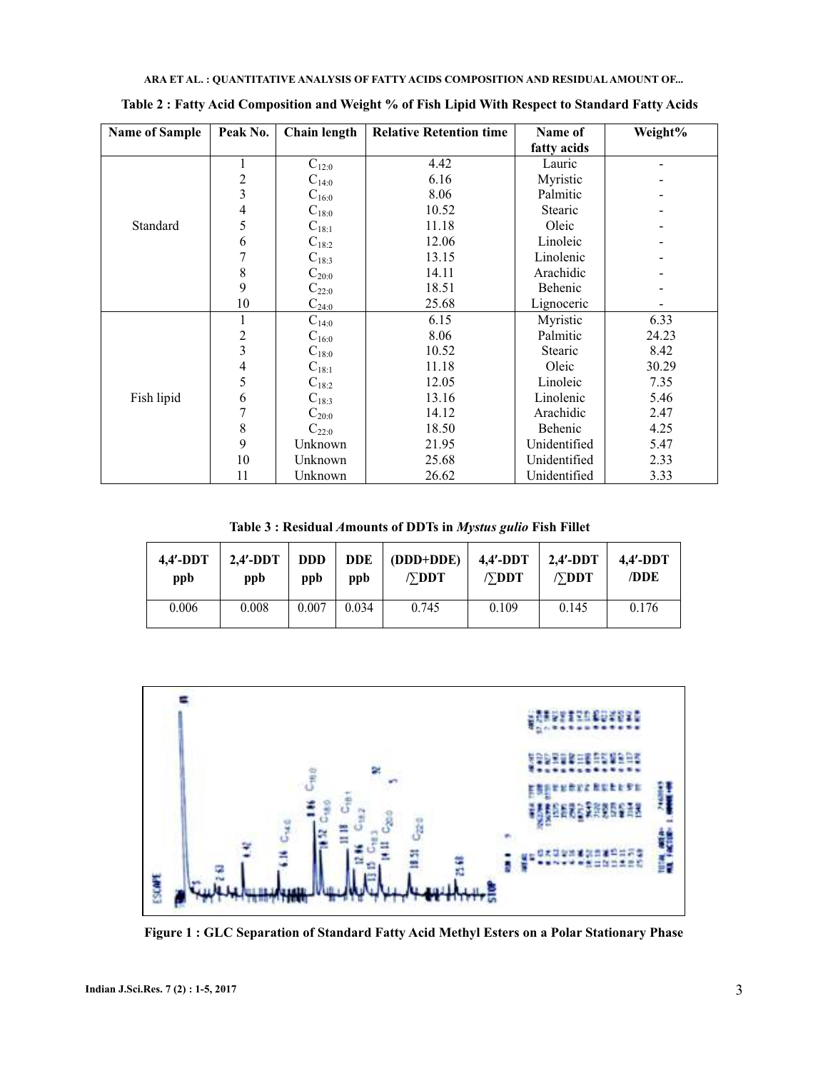**Table 2 : Fatty Acid Composition and Weight % of Fish Lipid With Respect to Standard Fatty Acids**

| Name of Sample | Peak No. | Chain length | Relative Retention time | Name of fatty acids | Weight% |
|---|---|---|---|---|---|
| Standard | 1 | $C_{12:0}$ | 4.42 | Lauric | - |
| | 2 | $C_{14:0}$ | 6.16 | Myristic | - |
| | 3 | $C_{16:0}$ | 8.06 | Palmitic | - |
| | 4 | $C_{18:0}$ | 10.52 | Stearic | - |
| | 5 | $C_{18:1}$ | 11.18 | Oleic | - |
| | 6 | $C_{18:2}$ | 12.06 | Linoleic | - |
| | 7 | $C_{18:3}$ | 13.15 | Linolenic | - |
| | 8 | $C_{20:0}$ | 14.11 | Arachidic | - |
| | 9 | $C_{22:0}$ | 18.51 | Behenic | - |
| | 10 | $C_{24:0}$ | 25.68 | Lignoceric | - |
| Fish lipid | 1 | $C_{14:0}$ | 6.15 | Myristic | 6.33 |
| | 2 | $C_{16:0}$ | 8.06 | Palmitic | 24.23 |
| | 3 | $C_{18:0}$ | 10.52 | Stearic | 8.42 |
| | 4 | $C_{18:1}$ | 11.18 | Oleic | 30.29 |
| | 5 | $C_{18:2}$ | 12.05 | Linoleic | 7.35 |
| | 6 | $C_{18:3}$ | 13.16 | Linolenic | 5.46 |
| | 7 | $C_{20:0}$ | 14.12 | Arachidic | 2.47 |
| | 8 | $C_{22:0}$ | 18.50 | Behenic | 4.25 |
| | 9 | Unknown | 21.95 | Unidentified | 5.47 |
| | 10 | Unknown | 25.68 | Unidentified | 2.33 |
| | 11 | Unknown | 26.62 | Unidentified | 3.33 |

**Table 3 : Residual Amounts of DDTs in *Mystus gulio* Fish Fillet**

| 4,4′-DDT ppb | 2,4′-DDT ppb | DDD ppb | DDE ppb | (DDD+DDE) /∑DDT | 4,4′-DDT /∑DDT | 2,4′-DDT /∑DDT | 4,4′-DDT /DDE |
|---|---|---|---|---|---|---|---|
| 0.006 | 0.008 | 0.007 | 0.034 | 0.745 | 0.109 | 0.145 | 0.176 |

**Figure 1 : GLC Separation of Standard Fatty Acid Methyl Esters on a Polar Stationary Phase**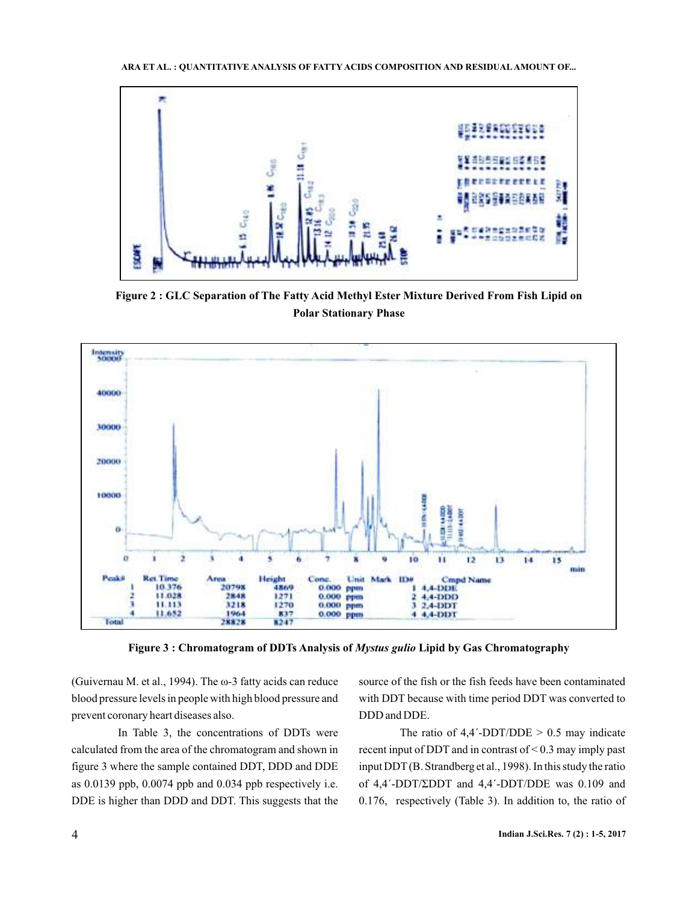Figure 2 : GLC Separation of The Fatty Acid Methyl Ester Mixture Derived From Fish Lipid on Polar Stationary Phase

| Peak# | Ret.Time | Area | Height | Conc. | Unit | Mark | ID# | Cmpd Name |
|---|---|---|---|---|---|---|---|---|
| 1 | 10.376 | 20798 | 4869 | 0.000 | ppm | | 1 | 4,4-DDE |
| 2 | 11.028 | 2848 | 1271 | 0.000 | ppm | | 2 | 4,4-DDD |
| 3 | 11.113 | 3218 | 1270 | 0.000 | ppm | | 3 | 2,4-DDT |
| 4 | 11.652 | 1964 | 837 | 0.000 | ppm | | 4 | 4,4-DDT |
| Total | | 28828 | 8247 | | | | | |

Figure 3 : Chromatogram of DDTs Analysis of *Mystus gulio* Lipid by Gas Chromatography

(Guivernau M. et al., 1994). The ω-3 fatty acids can reduce blood pressure levels in people with high blood pressure and prevent coronary heart diseases also.

In Table 3, the concentrations of DDTs were calculated from the area of the chromatogram and shown in figure 3 where the sample contained DDT, DDD and DDE as 0.0139 ppb, 0.0074 ppb and 0.034 ppb respectively i.e. DDE is higher than DDD and DDT. This suggests that the source of the fish or the fish feeds have been contaminated with DDT because with time period DDT was converted to DDD and DDE.

The ratio of 4,4´-DDT/DDE > 0.5 may indicate recent input of DDT and in contrast of < 0.3 may imply past input DDT (B. Strandberg et al., 1998). In this study the ratio of 4,4´-DDT/ΣDDT and 4,4´-DDT/DDE was 0.109 and 0.176, respectively (Table 3). In addition to, the ratio of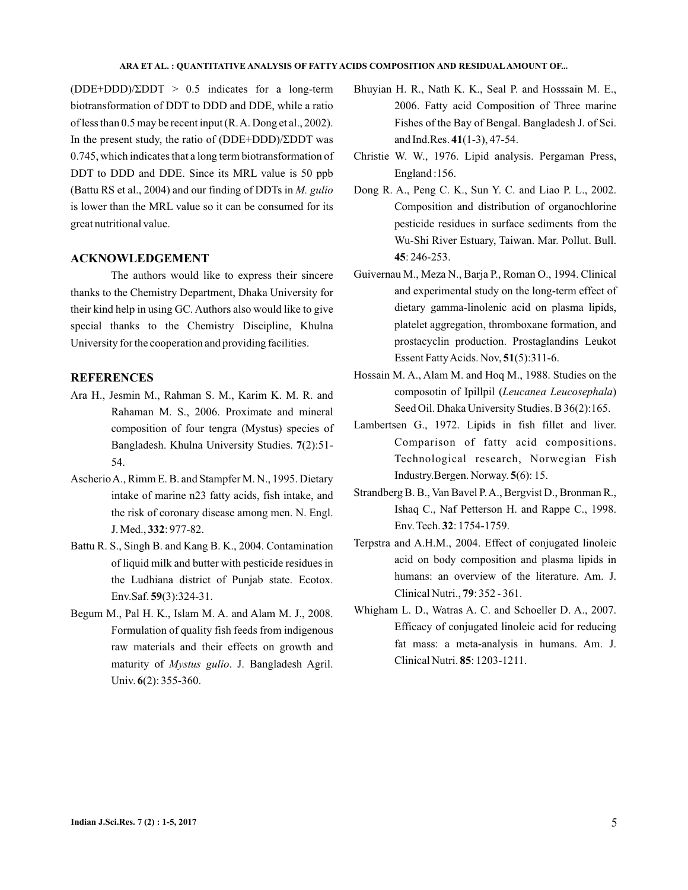$(DDE+DDD)/\Sigma DDT > 0.5$ indicates for a long-term biotransformation of DDT to DDD and DDE, while a ratio of less than 0.5 may be recent input (R. A. Dong et al., 2002). In the present study, the ratio of $(DDE+DDD)/\Sigma DDT$ was 0.745, which indicates that a long term biotransformation of DDT to DDD and DDE. Since its MRL value is 50 ppb (Battu RS et al., 2004) and our finding of DDTs in *M. gulio* is lower than the MRL value so it can be consumed for its great nutritional value.

## ACKNOWLEDGEMENT

The authors would like to express their sincere thanks to the Chemistry Department, Dhaka University for their kind help in using GC. Authors also would like to give special thanks to the Chemistry Discipline, Khulna University for the cooperation and providing facilities.

## REFERENCES

Ara H., Jesmin M., Rahman S. M., Karim K. M. R. and Rahaman M. S., 2006. Proximate and mineral composition of four tengra (Mystus) species of Bangladesh. Khulna University Studies. **7**(2):51-54.

Ascherio A., Rimm E. B. and Stampfer M. N., 1995. Dietary intake of marine n23 fatty acids, fish intake, and the risk of coronary disease among men. N. Engl. J. Med., **332**: 977-82.

Battu R. S., Singh B. and Kang B. K., 2004. Contamination of liquid milk and butter with pesticide residues in the Ludhiana district of Punjab state. Ecotox. Env.Saf. **59**(3):324-31.

Begum M., Pal H. K., Islam M. A. and Alam M. J., 2008. Formulation of quality fish feeds from indigenous raw materials and their effects on growth and maturity of *Mystus gulio*. J. Bangladesh Agril. Univ. **6**(2): 355-360.

Bhuyian H. R., Nath K. K., Seal P. and Hosssain M. E., 2006. Fatty acid Composition of Three marine Fishes of the Bay of Bengal. Bangladesh J. of Sci. and Ind.Res. **41**(1-3), 47-54.

Christie W. W., 1976. Lipid analysis. Pergaman Press, England :156.

Dong R. A., Peng C. K., Sun Y. C. and Liao P. L., 2002. Composition and distribution of organochlorine pesticide residues in surface sediments from the Wu-Shi River Estuary, Taiwan. Mar. Pollut. Bull. **45**: 246-253.

Guivernau M., Meza N., Barja P., Roman O., 1994. Clinical and experimental study on the long-term effect of dietary gamma-linolenic acid on plasma lipids, platelet aggregation, thromboxane formation, and prostacyclin production. Prostaglandins Leukot Essent Fatty Acids. Nov, **51**(5):311-6.

Hossain M. A., Alam M. and Hoq M., 1988. Studies on the composotin of Ipillpil (*Leucanea Leucosephala*) Seed Oil. Dhaka University Studies. B 36(2):165.

Lambertsen G., 1972. Lipids in fish fillet and liver. Comparison of fatty acid compositions. Technological research, Norwegian Fish Industry.Bergen. Norway. **5**(6): 15.

Strandberg B. B., Van Bavel P. A., Bergvist D., Bronman R., Ishaq C., Naf Petterson H. and Rappe C., 1998. Env. Tech. **32**: 1754-1759.

Terpstra and A.H.M., 2004. Effect of conjugated linoleic acid on body composition and plasma lipids in humans: an overview of the literature. Am. J. Clinical Nutri., **79**: 352 - 361.

Whigham L. D., Watras A. C. and Schoeller D. A., 2007. Efficacy of conjugated linoleic acid for reducing fat mass: a meta-analysis in humans. Am. J. Clinical Nutri. **85**: 1203-1211.